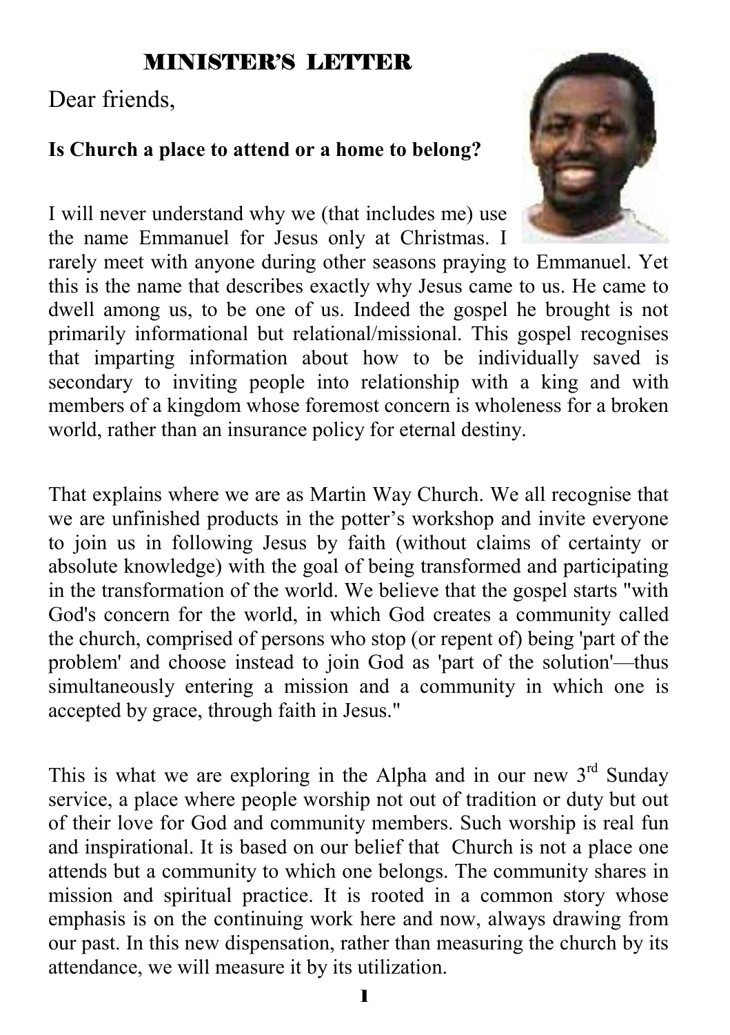## MINISTER'S LETTER

Dear friends,

**Is Church a place to attend or a home to belong?**

I will never understand why we (that includes me) use the name Emmanuel for Jesus only at Christmas. I rarely meet with anyone during other seasons praying to Emmanuel. Yet this is the name that describes exactly why Jesus came to us. He came to dwell among us, to be one of us. Indeed the gospel he brought is not primarily informational but relational/missional. This gospel recognises that imparting information about how to be individually saved is secondary to inviting people into relationship with a king and with members of a kingdom whose foremost concern is wholeness for a broken world, rather than an insurance policy for eternal destiny.

That explains where we are as Martin Way Church. We all recognise that we are unfinished products in the potter's workshop and invite everyone to join us in following Jesus by faith (without claims of certainty or absolute knowledge) with the goal of being transformed and participating in the transformation of the world. We believe that the gospel starts "with God's concern for the world, in which God creates a community called the church, comprised of persons who stop (or repent of) being 'part of the problem' and choose instead to join God as 'part of the solution'—thus simultaneously entering a mission and a community in which one is accepted by grace, through faith in Jesus."

This is what we are exploring in the Alpha and in our new 3rd Sunday service, a place where people worship not out of tradition or duty but out of their love for God and community members. Such worship is real fun and inspirational. It is based on our belief that Church is not a place one attends but a community to which one belongs. The community shares in mission and spiritual practice. It is rooted in a common story whose emphasis is on the continuing work here and now, always drawing from our past. In this new dispensation, rather than measuring the church by its attendance, we will measure it by its utilization.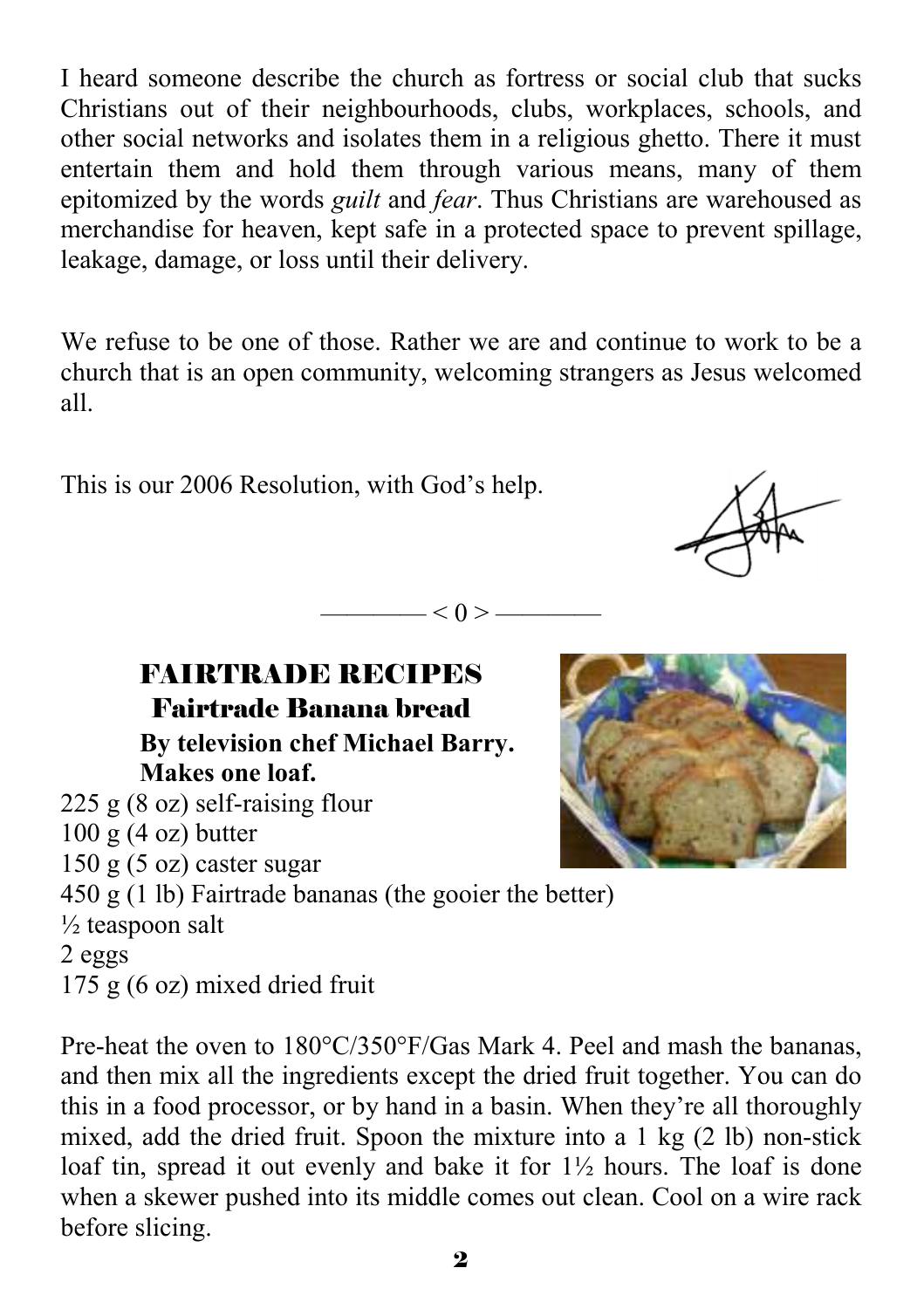I heard someone describe the church as fortress or social club that sucks Christians out of their neighbourhoods, clubs, workplaces, schools, and other social networks and isolates them in a religious ghetto. There it must entertain them and hold them through various means, many of them epitomized by the words *guilt* and *fear*. Thus Christians are warehoused as merchandise for heaven, kept safe in a protected space to prevent spillage, leakage, damage, or loss until their delivery.

We refuse to be one of those. Rather we are and continue to work to be a church that is an open community, welcoming strangers as Jesus welcomed all.

This is our 2006 Resolution, with God's help.

———— < 0 > ————

## FAIRTRADE RECIPES

### Fairtrade Banana bread

**By television chef Michael Barry.**
**Makes one loaf.**

225 g (8 oz) self-raising flour
100 g (4 oz) butter
150 g (5 oz) caster sugar
450 g (1 lb) Fairtrade bananas (the gooier the better)
½ teaspoon salt
2 eggs
175 g (6 oz) mixed dried fruit

Pre-heat the oven to 180°C/350°F/Gas Mark 4. Peel and mash the bananas, and then mix all the ingredients except the dried fruit together. You can do this in a food processor, or by hand in a basin. When they're all thoroughly mixed, add the dried fruit. Spoon the mixture into a 1 kg (2 lb) non-stick loaf tin, spread it out evenly and bake it for 1½ hours. The loaf is done when a skewer pushed into its middle comes out clean. Cool on a wire rack before slicing.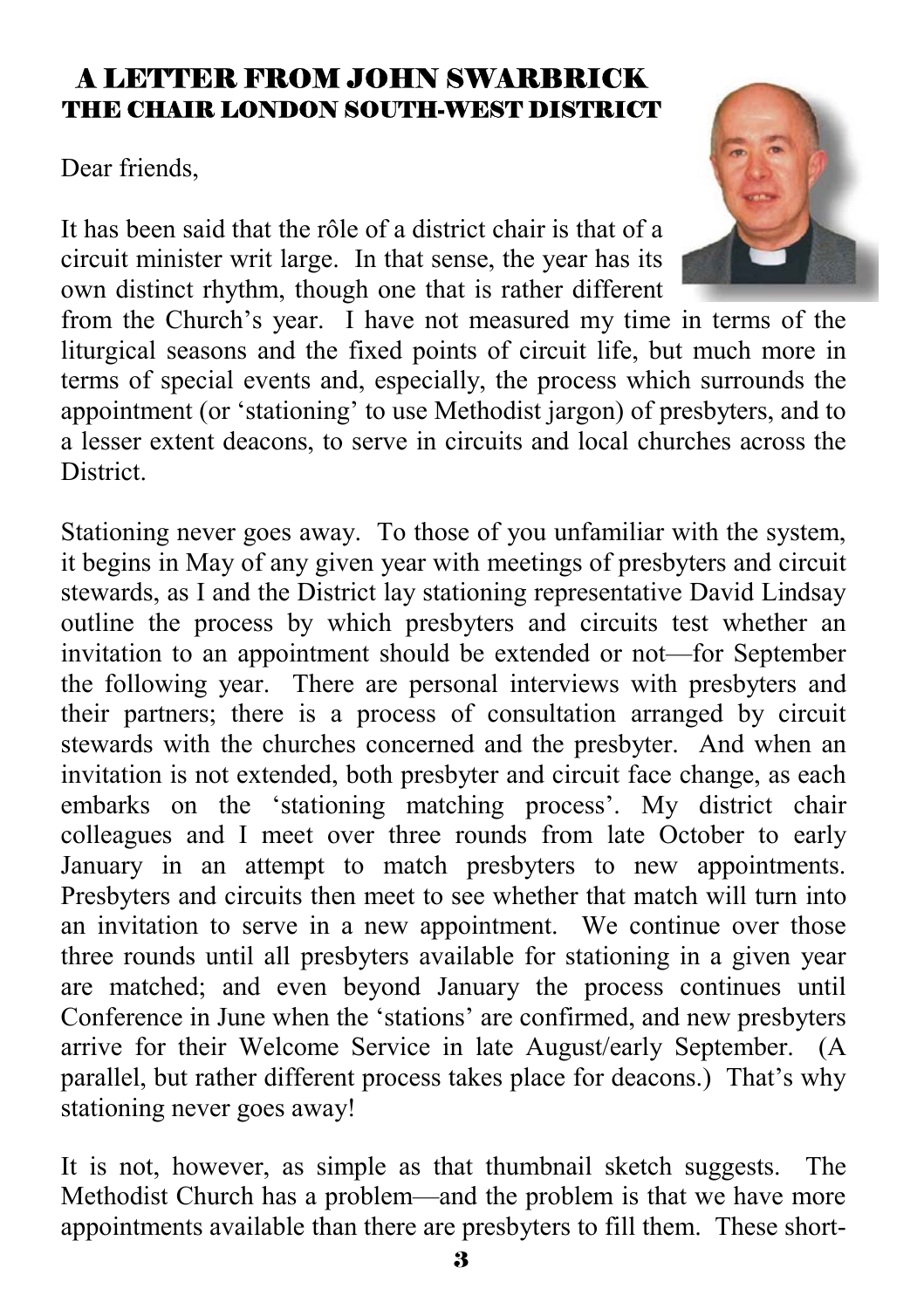## A LETTER FROM JOHN SWARBRICK
### THE CHAIR LONDON SOUTH-WEST DISTRICT

Dear friends,

It has been said that the rôle of a district chair is that of a circuit minister writ large. In that sense, the year has its own distinct rhythm, though one that is rather different from the Church's year. I have not measured my time in terms of the liturgical seasons and the fixed points of circuit life, but much more in terms of special events and, especially, the process which surrounds the appointment (or 'stationing' to use Methodist jargon) of presbyters, and to a lesser extent deacons, to serve in circuits and local churches across the District.

Stationing never goes away. To those of you unfamiliar with the system, it begins in May of any given year with meetings of presbyters and circuit stewards, as I and the District lay stationing representative David Lindsay outline the process by which presbyters and circuits test whether an invitation to an appointment should be extended or not—for September the following year. There are personal interviews with presbyters and their partners; there is a process of consultation arranged by circuit stewards with the churches concerned and the presbyter. And when an invitation is not extended, both presbyter and circuit face change, as each embarks on the 'stationing matching process'. My district chair colleagues and I meet over three rounds from late October to early January in an attempt to match presbyters to new appointments. Presbyters and circuits then meet to see whether that match will turn into an invitation to serve in a new appointment. We continue over those three rounds until all presbyters available for stationing in a given year are matched; and even beyond January the process continues until Conference in June when the 'stations' are confirmed, and new presbyters arrive for their Welcome Service in late August/early September. (A parallel, but rather different process takes place for deacons.) That's why stationing never goes away!

It is not, however, as simple as that thumbnail sketch suggests. The Methodist Church has a problem—and the problem is that we have more appointments available than there are presbyters to fill them. These short-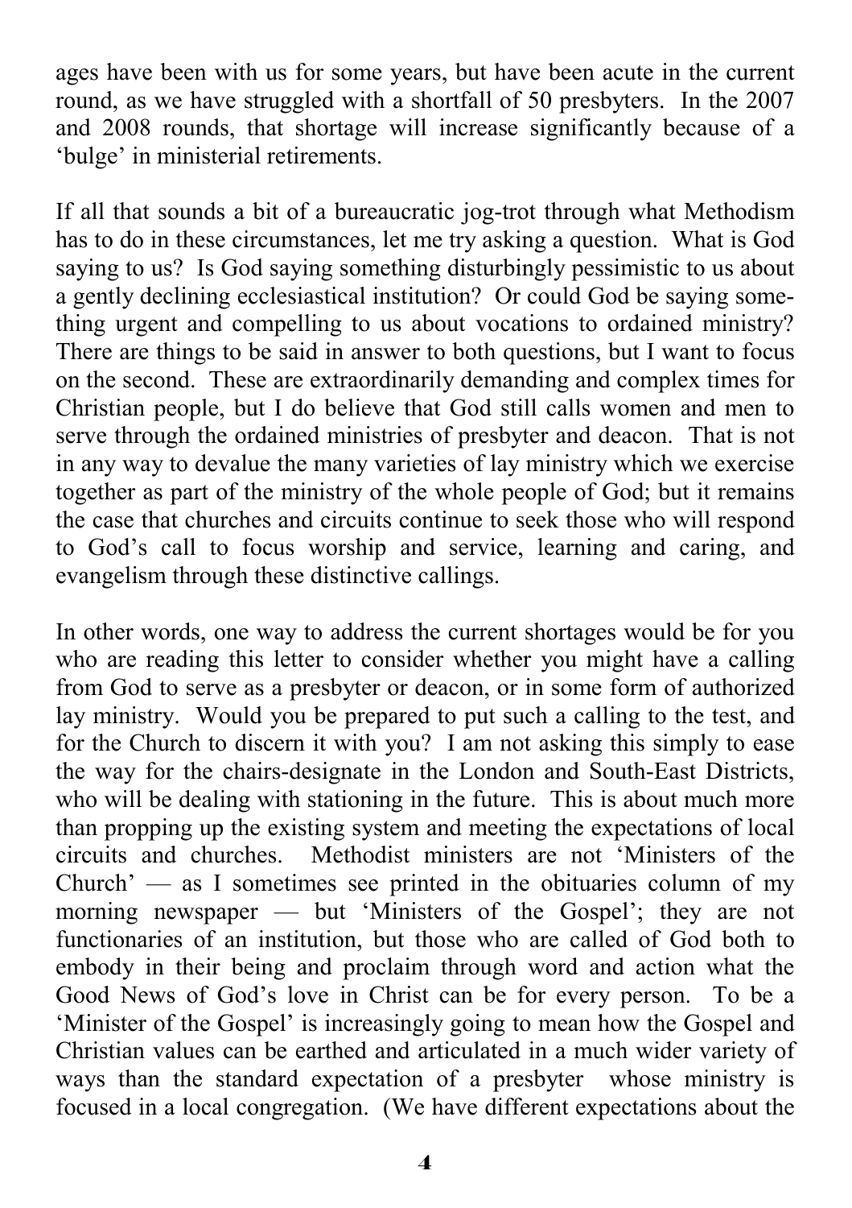ages have been with us for some years, but have been acute in the current round, as we have struggled with a shortfall of 50 presbyters. In the 2007 and 2008 rounds, that shortage will increase significantly because of a 'bulge' in ministerial retirements.

If all that sounds a bit of a bureaucratic jog-trot through what Methodism has to do in these circumstances, let me try asking a question. What is God saying to us? Is God saying something disturbingly pessimistic to us about a gently declining ecclesiastical institution? Or could God be saying something urgent and compelling to us about vocations to ordained ministry? There are things to be said in answer to both questions, but I want to focus on the second. These are extraordinarily demanding and complex times for Christian people, but I do believe that God still calls women and men to serve through the ordained ministries of presbyter and deacon. That is not in any way to devalue the many varieties of lay ministry which we exercise together as part of the ministry of the whole people of God; but it remains the case that churches and circuits continue to seek those who will respond to God's call to focus worship and service, learning and caring, and evangelism through these distinctive callings.

In other words, one way to address the current shortages would be for you who are reading this letter to consider whether you might have a calling from God to serve as a presbyter or deacon, or in some form of authorized lay ministry. Would you be prepared to put such a calling to the test, and for the Church to discern it with you? I am not asking this simply to ease the way for the chairs-designate in the London and South-East Districts, who will be dealing with stationing in the future. This is about much more than propping up the existing system and meeting the expectations of local circuits and churches. Methodist ministers are not 'Ministers of the Church' — as I sometimes see printed in the obituaries column of my morning newspaper — but 'Ministers of the Gospel'; they are not functionaries of an institution, but those who are called of God both to embody in their being and proclaim through word and action what the Good News of God's love in Christ can be for every person. To be a 'Minister of the Gospel' is increasingly going to mean how the Gospel and Christian values can be earthed and articulated in a much wider variety of ways than the standard expectation of a presbyter whose ministry is focused in a local congregation. (We have different expectations about the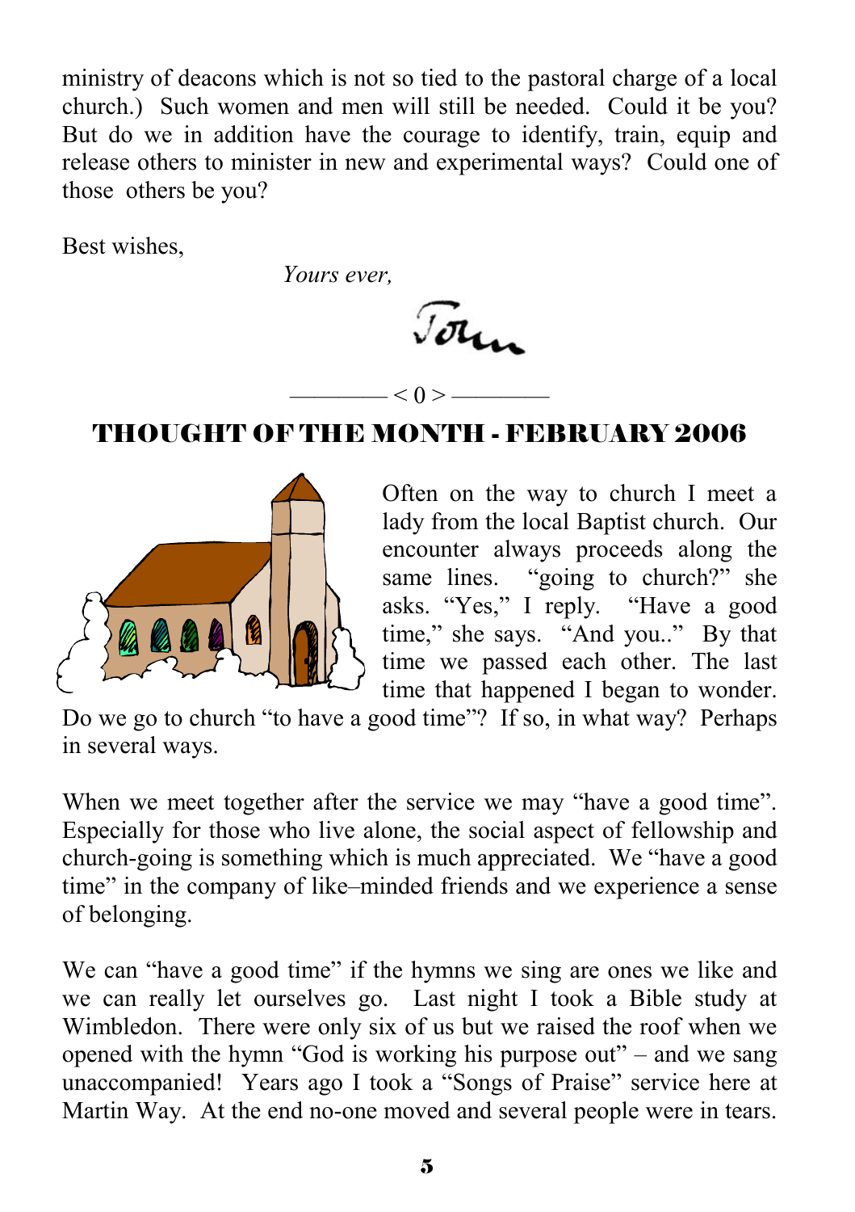ministry of deacons which is not so tied to the pastoral charge of a local church.) Such women and men will still be needed. Could it be you? But do we in addition have the courage to identify, train, equip and release others to minister in new and experimental ways? Could one of those others be you?

Best wishes,

*Yours ever,*

John

——— < 0 > ———

## THOUGHT OF THE MONTH - FEBRUARY 2006

Often on the way to church I meet a lady from the local Baptist church. Our encounter always proceeds along the same lines. "going to church?" she asks. "Yes," I reply. "Have a good time," she says. "And you.." By that time we passed each other. The last time that happened I began to wonder. Do we go to church "to have a good time"? If so, in what way? Perhaps in several ways.

When we meet together after the service we may "have a good time". Especially for those who live alone, the social aspect of fellowship and church-going is something which is much appreciated. We "have a good time" in the company of like–minded friends and we experience a sense of belonging.

We can "have a good time" if the hymns we sing are ones we like and we can really let ourselves go. Last night I took a Bible study at Wimbledon. There were only six of us but we raised the roof when we opened with the hymn "God is working his purpose out" – and we sang unaccompanied! Years ago I took a "Songs of Praise" service here at Martin Way. At the end no-one moved and several people were in tears.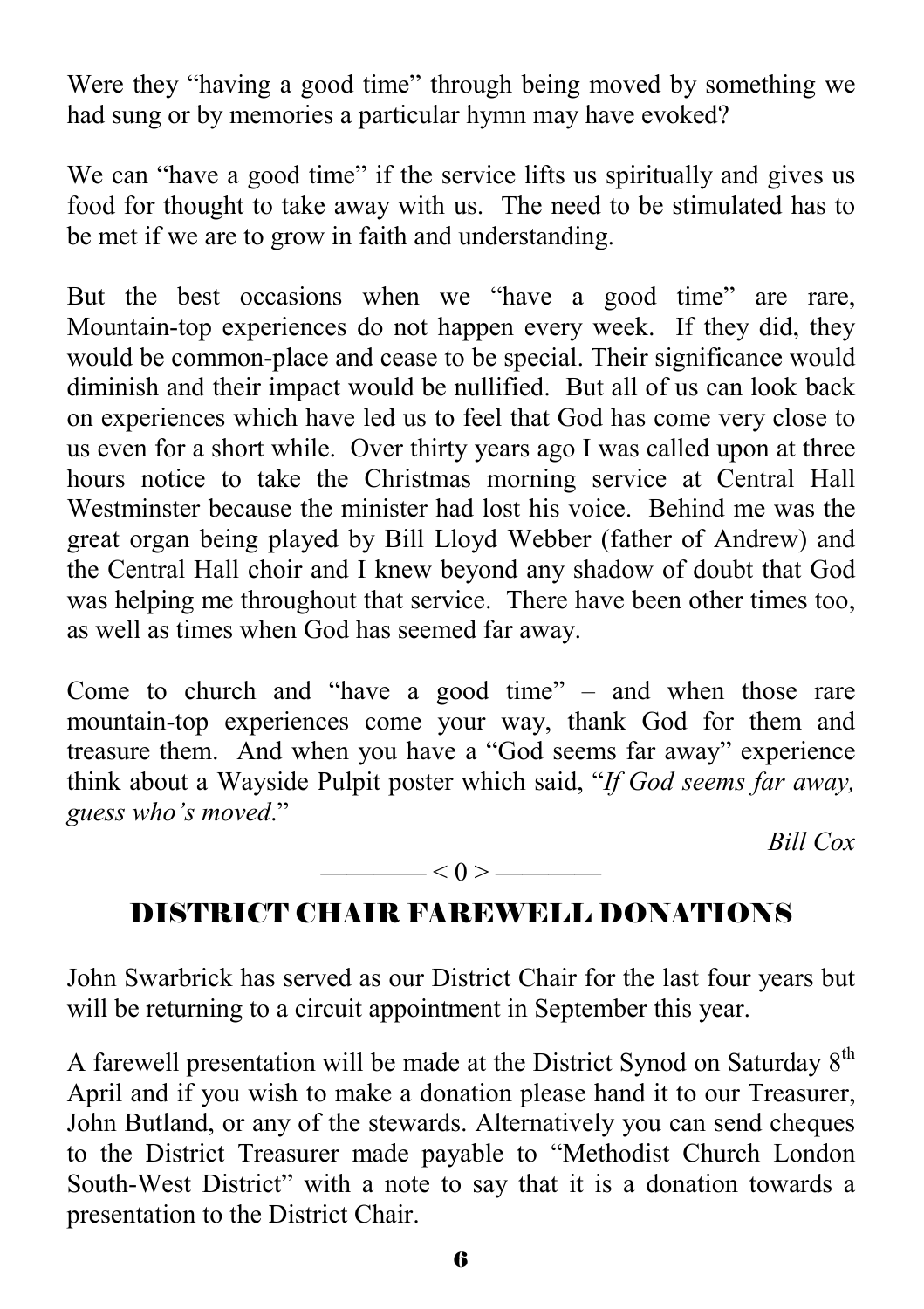Were they "having a good time" through being moved by something we had sung or by memories a particular hymn may have evoked?

We can "have a good time" if the service lifts us spiritually and gives us food for thought to take away with us. The need to be stimulated has to be met if we are to grow in faith and understanding.

But the best occasions when we "have a good time" are rare, Mountain-top experiences do not happen every week. If they did, they would be common-place and cease to be special. Their significance would diminish and their impact would be nullified. But all of us can look back on experiences which have led us to feel that God has come very close to us even for a short while. Over thirty years ago I was called upon at three hours notice to take the Christmas morning service at Central Hall Westminster because the minister had lost his voice. Behind me was the great organ being played by Bill Lloyd Webber (father of Andrew) and the Central Hall choir and I knew beyond any shadow of doubt that God was helping me throughout that service. There have been other times too, as well as times when God has seemed far away.

Come to church and "have a good time" – and when those rare mountain-top experiences come your way, thank God for them and treasure them. And when you have a "God seems far away" experience think about a Wayside Pulpit poster which said, "*If God seems far away, guess who's moved*."

*Bill Cox*

———— < 0 > ————

## DISTRICT CHAIR FAREWELL DONATIONS

John Swarbrick has served as our District Chair for the last four years but will be returning to a circuit appointment in September this year.

A farewell presentation will be made at the District Synod on Saturday 8th April and if you wish to make a donation please hand it to our Treasurer, John Butland, or any of the stewards. Alternatively you can send cheques to the District Treasurer made payable to "Methodist Church London South-West District" with a note to say that it is a donation towards a presentation to the District Chair.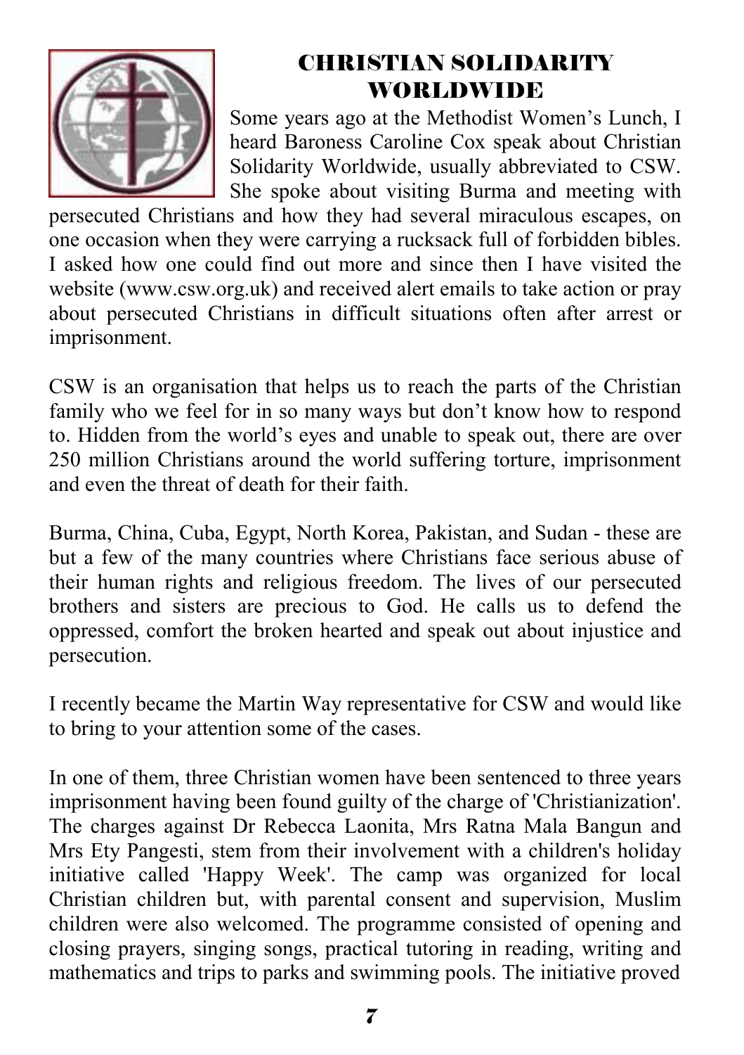# CHRISTIAN SOLIDARITY WORLDWIDE

Some years ago at the Methodist Women's Lunch, I heard Baroness Caroline Cox speak about Christian Solidarity Worldwide, usually abbreviated to CSW. She spoke about visiting Burma and meeting with persecuted Christians and how they had several miraculous escapes, on one occasion when they were carrying a rucksack full of forbidden bibles. I asked how one could find out more and since then I have visited the website (www.csw.org.uk) and received alert emails to take action or pray about persecuted Christians in difficult situations often after arrest or imprisonment.

CSW is an organisation that helps us to reach the parts of the Christian family who we feel for in so many ways but don't know how to respond to. Hidden from the world's eyes and unable to speak out, there are over 250 million Christians around the world suffering torture, imprisonment and even the threat of death for their faith.

Burma, China, Cuba, Egypt, North Korea, Pakistan, and Sudan - these are but a few of the many countries where Christians face serious abuse of their human rights and religious freedom. The lives of our persecuted brothers and sisters are precious to God. He calls us to defend the oppressed, comfort the broken hearted and speak out about injustice and persecution.

I recently became the Martin Way representative for CSW and would like to bring to your attention some of the cases.

In one of them, three Christian women have been sentenced to three years imprisonment having been found guilty of the charge of 'Christianization'. The charges against Dr Rebecca Laonita, Mrs Ratna Mala Bangun and Mrs Ety Pangesti, stem from their involvement with a children's holiday initiative called 'Happy Week'. The camp was organized for local Christian children but, with parental consent and supervision, Muslim children were also welcomed. The programme consisted of opening and closing prayers, singing songs, practical tutoring in reading, writing and mathematics and trips to parks and swimming pools. The initiative proved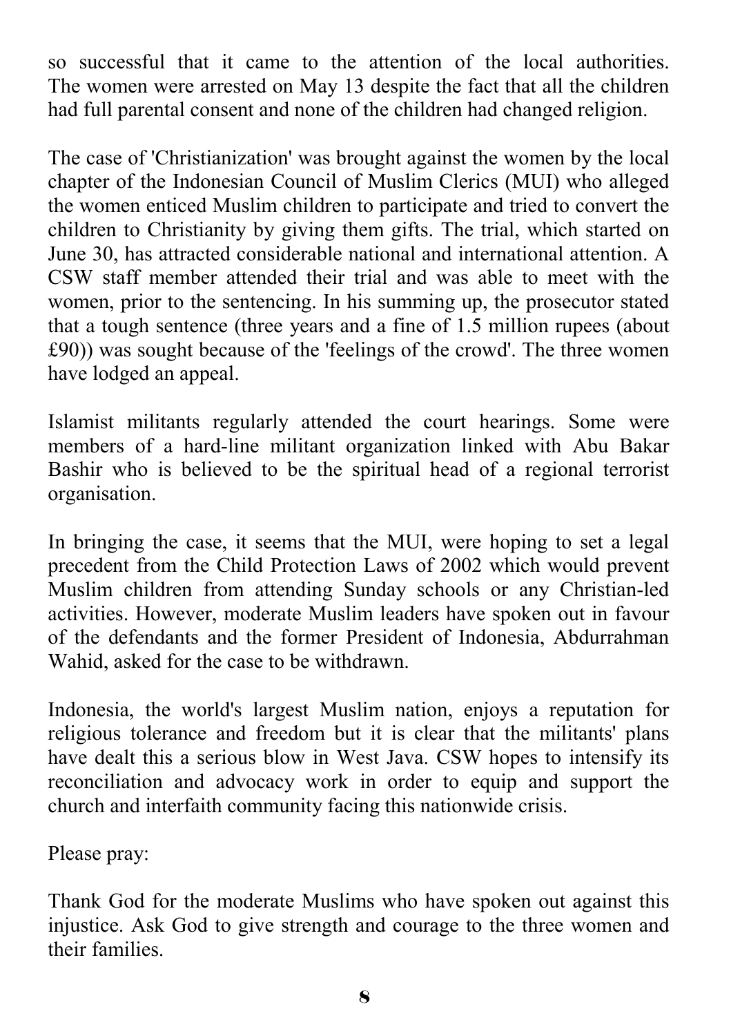so successful that it came to the attention of the local authorities. The women were arrested on May 13 despite the fact that all the children had full parental consent and none of the children had changed religion.

The case of 'Christianization' was brought against the women by the local chapter of the Indonesian Council of Muslim Clerics (MUI) who alleged the women enticed Muslim children to participate and tried to convert the children to Christianity by giving them gifts. The trial, which started on June 30, has attracted considerable national and international attention. A CSW staff member attended their trial and was able to meet with the women, prior to the sentencing. In his summing up, the prosecutor stated that a tough sentence (three years and a fine of 1.5 million rupees (about £90)) was sought because of the 'feelings of the crowd'. The three women have lodged an appeal.

Islamist militants regularly attended the court hearings. Some were members of a hard-line militant organization linked with Abu Bakar Bashir who is believed to be the spiritual head of a regional terrorist organisation.

In bringing the case, it seems that the MUI, were hoping to set a legal precedent from the Child Protection Laws of 2002 which would prevent Muslim children from attending Sunday schools or any Christian-led activities. However, moderate Muslim leaders have spoken out in favour of the defendants and the former President of Indonesia, Abdurrahman Wahid, asked for the case to be withdrawn.

Indonesia, the world's largest Muslim nation, enjoys a reputation for religious tolerance and freedom but it is clear that the militants' plans have dealt this a serious blow in West Java. CSW hopes to intensify its reconciliation and advocacy work in order to equip and support the church and interfaith community facing this nationwide crisis.

Please pray:

Thank God for the moderate Muslims who have spoken out against this injustice. Ask God to give strength and courage to the three women and their families.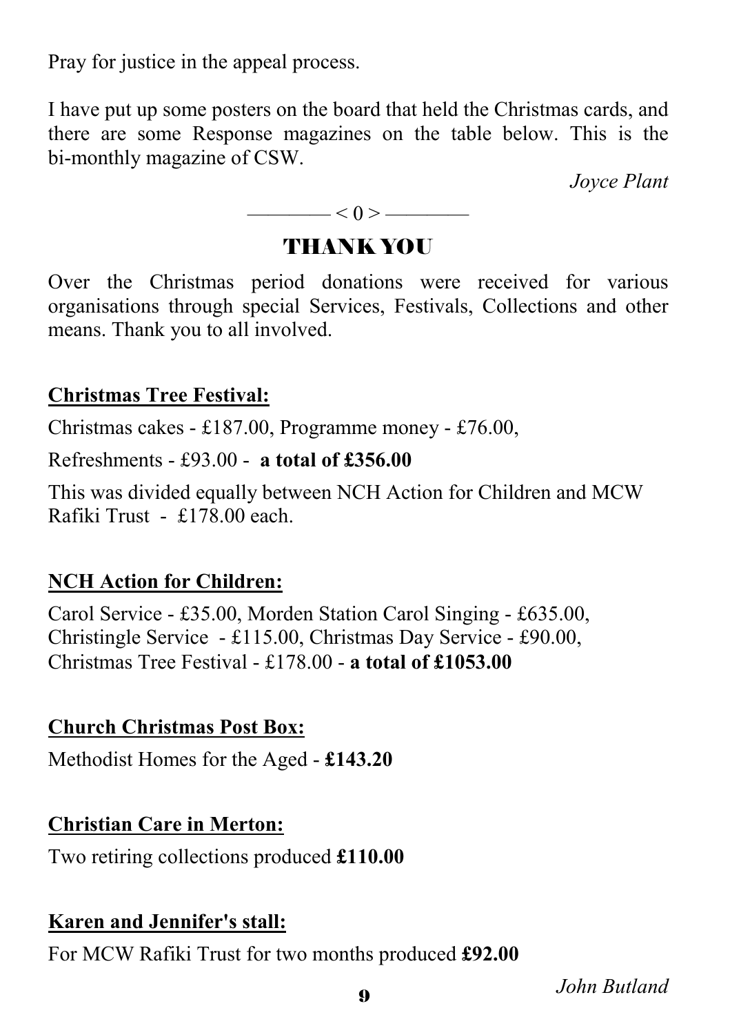Pray for justice in the appeal process.

I have put up some posters on the board that held the Christmas cards, and there are some Response magazines on the table below. This is the bi-monthly magazine of CSW.

*Joyce Plant*

———— < 0 > ————

## THANK YOU

Over the Christmas period donations were received for various organisations through special Services, Festivals, Collections and other means. Thank you to all involved.

**Christmas Tree Festival:**

Christmas cakes - £187.00, Programme money - £76.00,

Refreshments - £93.00 - **a total of £356.00**

This was divided equally between NCH Action for Children and MCW Rafiki Trust - £178.00 each.

**NCH Action for Children:**

Carol Service - £35.00, Morden Station Carol Singing - £635.00, Christingle Service - £115.00, Christmas Day Service - £90.00, Christmas Tree Festival - £178.00 - **a total of £1053.00**

**Church Christmas Post Box:**

Methodist Homes for the Aged - **£143.20**

**Christian Care in Merton:**

Two retiring collections produced **£110.00**

**Karen and Jennifer's stall:**

For MCW Rafiki Trust for two months produced **£92.00**

*John Butland*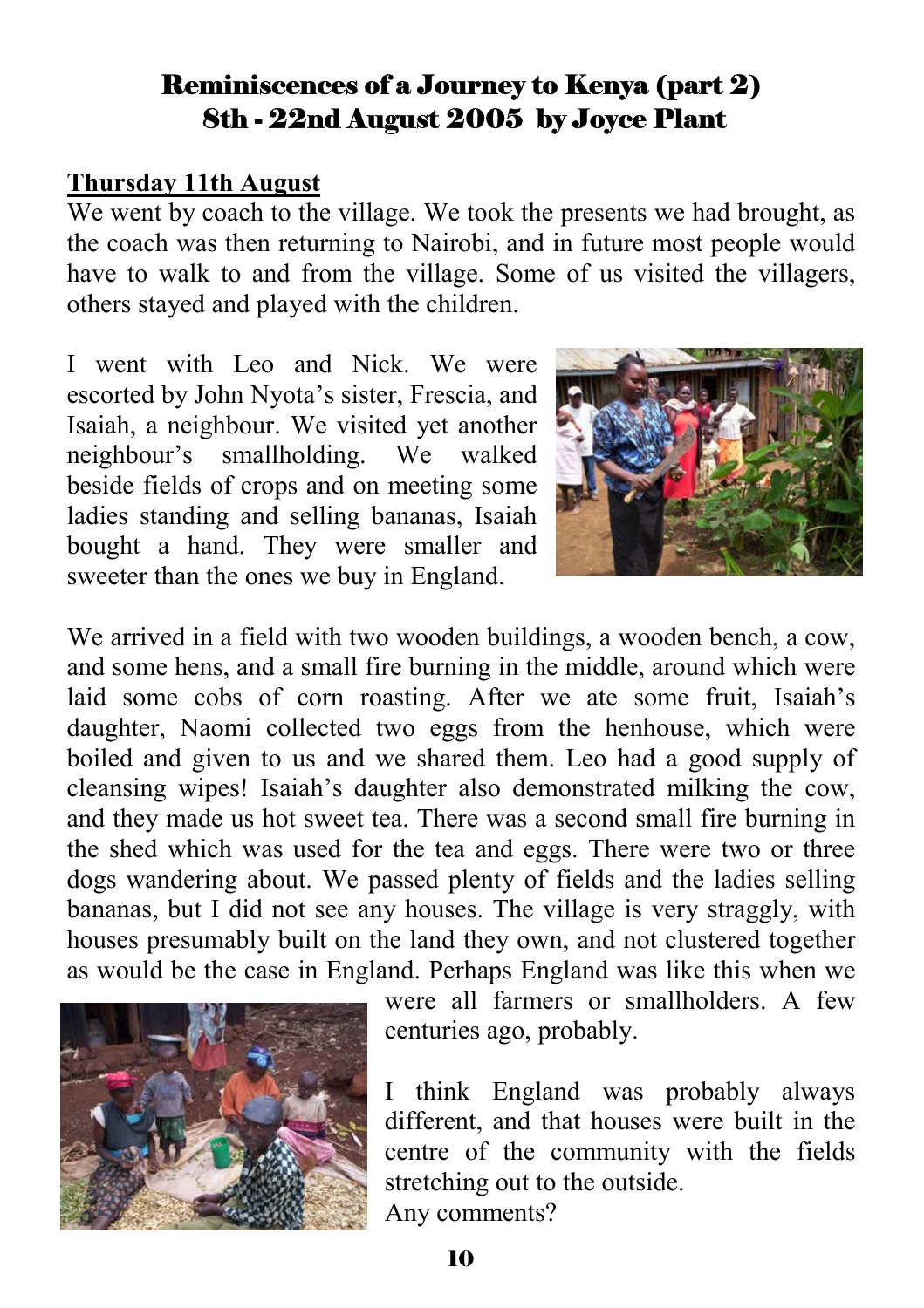# Reminiscences of a Journey to Kenya (part 2)
# 8th - 22nd August 2005 by Joyce Plant

**Thursday 11th August**

We went by coach to the village. We took the presents we had brought, as the coach was then returning to Nairobi, and in future most people would have to walk to and from the village. Some of us visited the villagers, others stayed and played with the children.

I went with Leo and Nick. We were escorted by John Nyota's sister, Frescia, and Isaiah, a neighbour. We visited yet another neighbour's smallholding. We walked beside fields of crops and on meeting some ladies standing and selling bananas, Isaiah bought a hand. They were smaller and sweeter than the ones we buy in England.

We arrived in a field with two wooden buildings, a wooden bench, a cow, and some hens, and a small fire burning in the middle, around which were laid some cobs of corn roasting. After we ate some fruit, Isaiah's daughter, Naomi collected two eggs from the henhouse, which were boiled and given to us and we shared them. Leo had a good supply of cleansing wipes! Isaiah's daughter also demonstrated milking the cow, and they made us hot sweet tea. There was a second small fire burning in the shed which was used for the tea and eggs. There were two or three dogs wandering about. We passed plenty of fields and the ladies selling bananas, but I did not see any houses. The village is very straggly, with houses presumably built on the land they own, and not clustered together as would be the case in England. Perhaps England was like this when we were all farmers or smallholders. A few centuries ago, probably.

I think England was probably always different, and that houses were built in the centre of the community with the fields stretching out to the outside.
Any comments?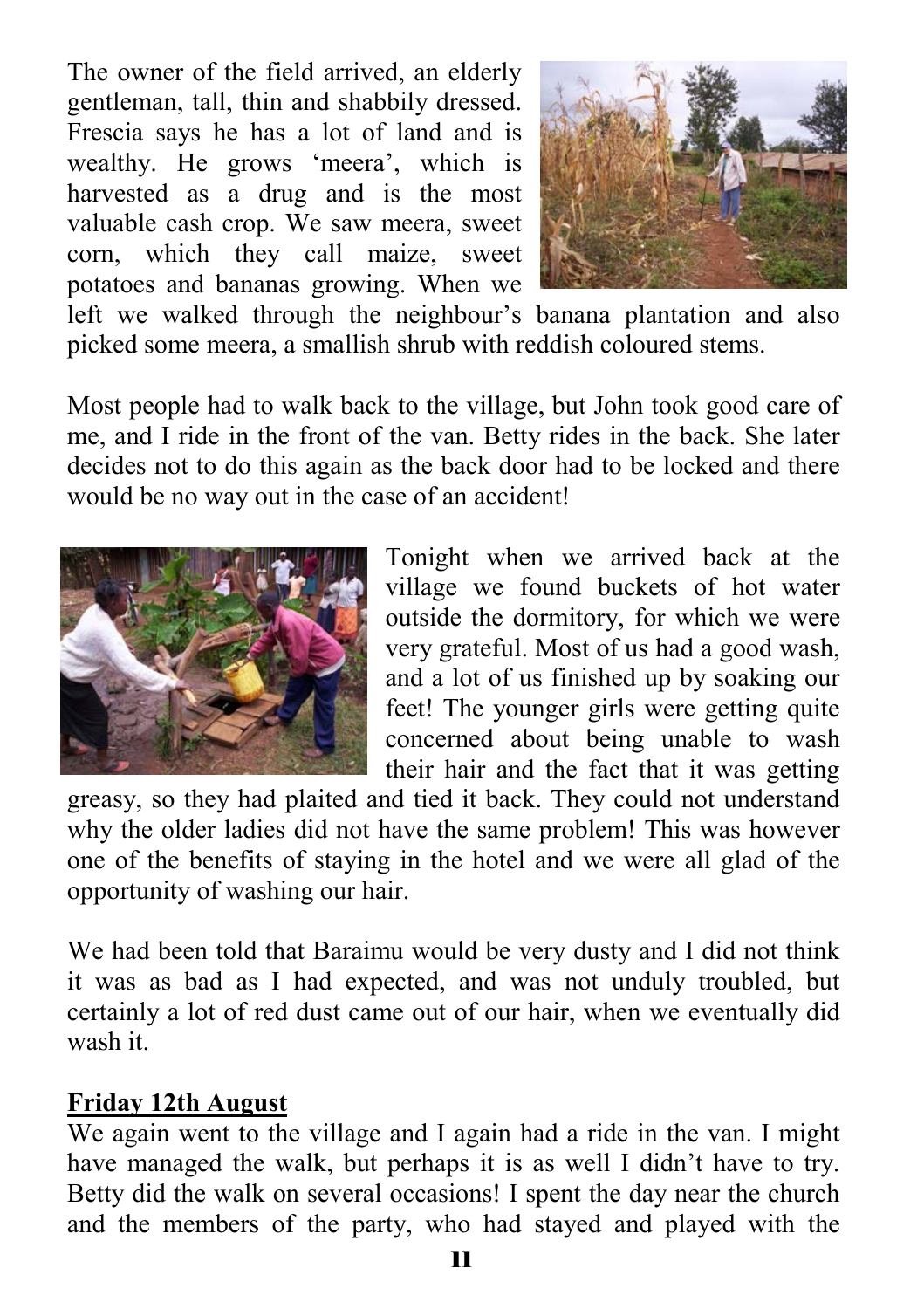The owner of the field arrived, an elderly gentleman, tall, thin and shabbily dressed. Frescia says he has a lot of land and is wealthy. He grows 'meera', which is harvested as a drug and is the most valuable cash crop. We saw meera, sweet corn, which they call maize, sweet potatoes and bananas growing. When we left we walked through the neighbour's banana plantation and also picked some meera, a smallish shrub with reddish coloured stems.

Most people had to walk back to the village, but John took good care of me, and I ride in the front of the van. Betty rides in the back. She later decides not to do this again as the back door had to be locked and there would be no way out in the case of an accident!

Tonight when we arrived back at the village we found buckets of hot water outside the dormitory, for which we were very grateful. Most of us had a good wash, and a lot of us finished up by soaking our feet! The younger girls were getting quite concerned about being unable to wash their hair and the fact that it was getting greasy, so they had plaited and tied it back. They could not understand why the older ladies did not have the same problem! This was however one of the benefits of staying in the hotel and we were all glad of the opportunity of washing our hair.

We had been told that Baraimu would be very dusty and I did not think it was as bad as I had expected, and was not unduly troubled, but certainly a lot of red dust came out of our hair, when we eventually did wash it.

**Friday 12th August**

We again went to the village and I again had a ride in the van. I might have managed the walk, but perhaps it is as well I didn't have to try. Betty did the walk on several occasions! I spent the day near the church and the members of the party, who had stayed and played with the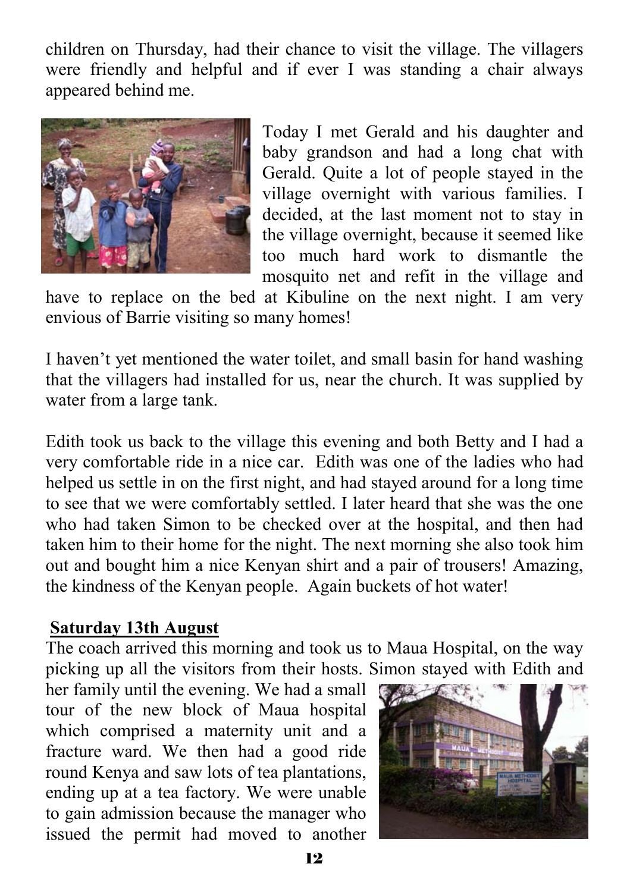children on Thursday, had their chance to visit the village. The villagers were friendly and helpful and if ever I was standing a chair always appeared behind me.

Today I met Gerald and his daughter and baby grandson and had a long chat with Gerald. Quite a lot of people stayed in the village overnight with various families. I decided, at the last moment not to stay in the village overnight, because it seemed like too much hard work to dismantle the mosquito net and refit in the village and have to replace on the bed at Kibuline on the next night. I am very envious of Barrie visiting so many homes!

I haven't yet mentioned the water toilet, and small basin for hand washing that the villagers had installed for us, near the church. It was supplied by water from a large tank.

Edith took us back to the village this evening and both Betty and I had a very comfortable ride in a nice car. Edith was one of the ladies who had helped us settle in on the first night, and had stayed around for a long time to see that we were comfortably settled. I later heard that she was the one who had taken Simon to be checked over at the hospital, and then had taken him to their home for the night. The next morning she also took him out and bought him a nice Kenyan shirt and a pair of trousers! Amazing, the kindness of the Kenyan people. Again buckets of hot water!

**Saturday 13th August**

The coach arrived this morning and took us to Maua Hospital, on the way picking up all the visitors from their hosts. Simon stayed with Edith and her family until the evening. We had a small tour of the new block of Maua hospital which comprised a maternity unit and a fracture ward. We then had a good ride round Kenya and saw lots of tea plantations, ending up at a tea factory. We were unable to gain admission because the manager who issued the permit had moved to another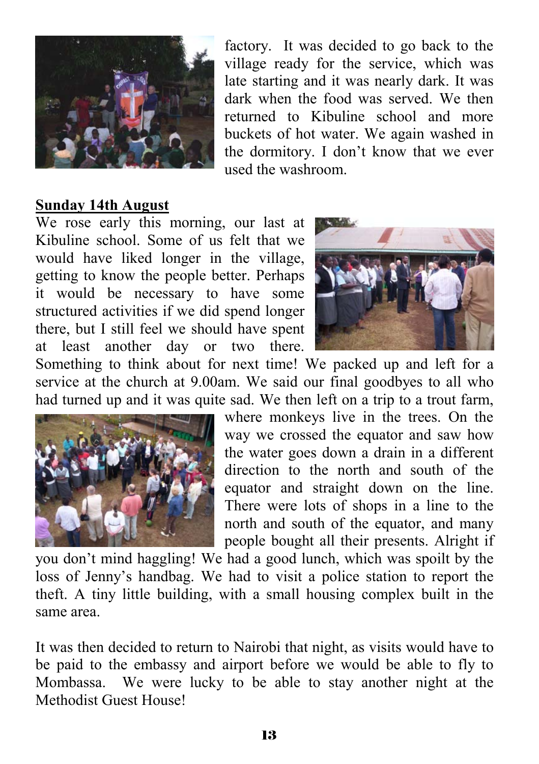factory. It was decided to go back to the village ready for the service, which was late starting and it was nearly dark. It was dark when the food was served. We then returned to Kibuline school and more buckets of hot water. We again washed in the dormitory. I don't know that we ever used the washroom.

**Sunday 14th August**

We rose early this morning, our last at Kibuline school. Some of us felt that we would have liked longer in the village, getting to know the people better. Perhaps it would be necessary to have some structured activities if we did spend longer there, but I still feel we should have spent at least another day or two there. Something to think about for next time! We packed up and left for a service at the church at 9.00am. We said our final goodbyes to all who had turned up and it was quite sad. We then left on a trip to a trout farm, where monkeys live in the trees. On the way we crossed the equator and saw how the water goes down a drain in a different direction to the north and south of the equator and straight down on the line. There were lots of shops in a line to the north and south of the equator, and many people bought all their presents. Alright if you don't mind haggling! We had a good lunch, which was spoilt by the loss of Jenny's handbag. We had to visit a police station to report the theft. A tiny little building, with a small housing complex built in the same area.

It was then decided to return to Nairobi that night, as visits would have to be paid to the embassy and airport before we would be able to fly to Mombassa. We were lucky to be able to stay another night at the Methodist Guest House!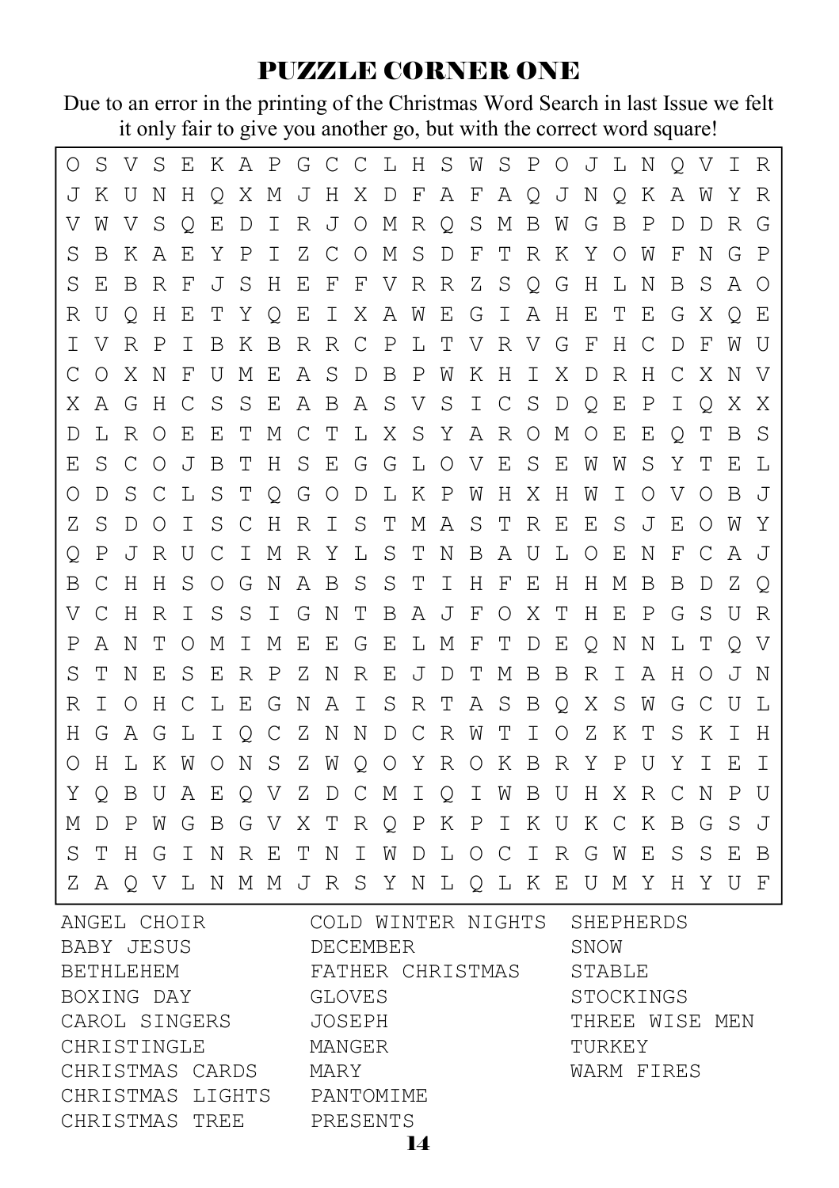## PUZZLE CORNER ONE

Due to an error in the printing of the Christmas Word Search in last Issue we felt it only fair to give you another go, but with the correct word square!

```
O S V S E K A P G C C L H S W S P O J L N Q V I R
J K U N H Q X M J H X D F A F A Q J N Q K A W Y R
V W V S Q E D I R J O M R Q S M B W G B P D D R G
S B K A E Y P I Z C O M S D F T R K Y O W F N G P
S E B R F J S H E F F V R R Z S Q G H L N B S A O
R U Q H E T Y Q E I X A W E G I A H E T E G X Q E
I V R P I B K B R R C P L T V R V G F H C D F W U
C O X N F U M E A S D B P W K H I X D R H C X N V
X A G H C S S E A B A S V S I C S D Q E P I Q X X
D L R O E E T M C T L X S Y A R O M O E E Q T B S
E S C O J B T H S E G G L O V E S E W W S Y T E L
O D S C L S T Q G O D L K P W H X H W I O V O B J
Z S D O I S C H R I S T M A S T R E E S J E O W Y
Q P J R U C I M R Y L S T N B A U L O E N F C A J
B C H H S O G N A B S S T I H F E H H M B B D Z Q
V C H R I S S I G N T B A J F O X T H E P G S U R
P A N T O M I M E E G E L M F T D E Q N N L T Q V
S T N E S E R P Z N R E J D T M B B R I A H O J N
R I O H C L E G N A I S R T A S B Q X S W G C U L
H G A G L I Q C Z N N D C R W T I O Z K T S K I H
O H L K W O N S Z W Q O Y R O K B R Y P U Y I E I
Y Q B U A E Q V Z D C M I Q I W B U H X R C N P U
M D P W G B G V X T R Q P K P I K U K C K B G S J
S T H G I N R E T N I W D L O C I R G W E S S E B
Z A Q V L N M M J R S Y N L Q L K E U M Y H Y U F
```

| | | |
|---|---|---|
| ANGEL CHOIR | COLD WINTER NIGHTS | SHEPHERDS |
| BABY JESUS | DECEMBER | SNOW |
| BETHLEHEM | FATHER CHRISTMAS | STABLE |
| BOXING DAY | GLOVES | STOCKINGS |
| CAROL SINGERS | JOSEPH | THREE WISE MEN |
| CHRISTINGLE | MANGER | TURKEY |
| CHRISTMAS CARDS | MARY | WARM FIRES |
| CHRISTMAS LIGHTS | PANTOMIME | |
| CHRISTMAS TREE | PRESENTS | |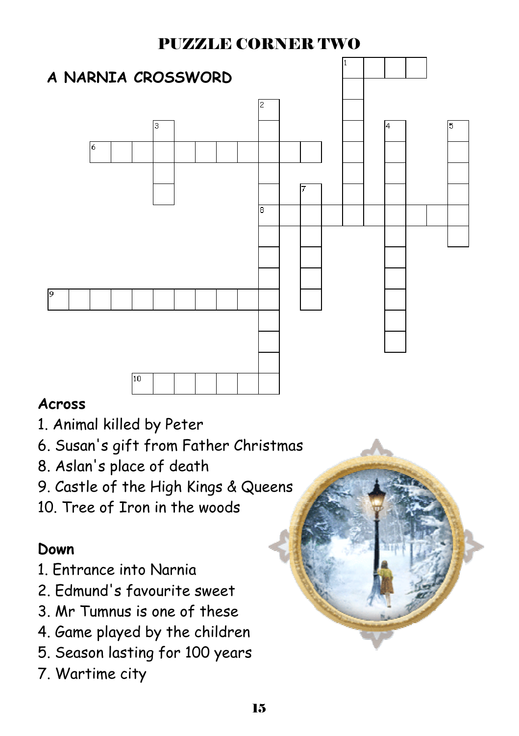# PUZZLE CORNER TWO

## A NARNIA CROSSWORD

### Across

1. Animal killed by Peter
6. Susan's gift from Father Christmas
8. Aslan's place of death
9. Castle of the High Kings & Queens
10. Tree of Iron in the woods

### Down

1. Entrance into Narnia
2. Edmund's favourite sweet
3. Mr Tumnus is one of these
4. Game played by the children
5. Season lasting for 100 years
7. Wartime city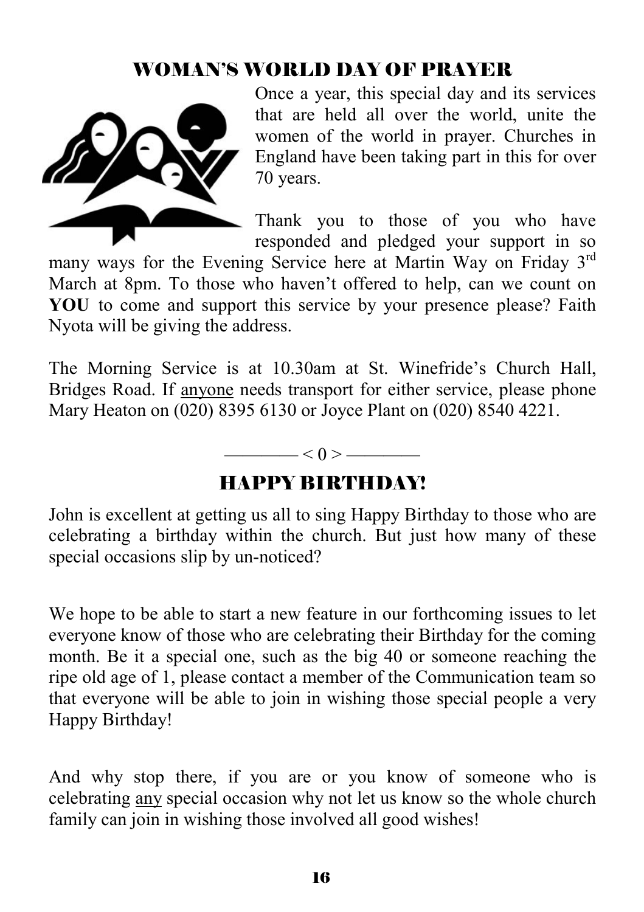## WOMAN'S WORLD DAY OF PRAYER

Once a year, this special day and its services that are held all over the world, unite the women of the world in prayer. Churches in England have been taking part in this for over 70 years.

Thank you to those of you who have responded and pledged your support in so many ways for the Evening Service here at Martin Way on Friday 3rd March at 8pm. To those who haven't offered to help, can we count on **YOU** to come and support this service by your presence please? Faith Nyota will be giving the address.

The Morning Service is at 10.30am at St. Winefride's Church Hall, Bridges Road. If anyone needs transport for either service, please phone Mary Heaton on (020) 8395 6130 or Joyce Plant on (020) 8540 4221.

———— < 0 > ————

## HAPPY BIRTHDAY!

John is excellent at getting us all to sing Happy Birthday to those who are celebrating a birthday within the church. But just how many of these special occasions slip by un-noticed?

We hope to be able to start a new feature in our forthcoming issues to let everyone know of those who are celebrating their Birthday for the coming month. Be it a special one, such as the big 40 or someone reaching the ripe old age of 1, please contact a member of the Communication team so that everyone will be able to join in wishing those special people a very Happy Birthday!

And why stop there, if you are or you know of someone who is celebrating any special occasion why not let us know so the whole church family can join in wishing those involved all good wishes!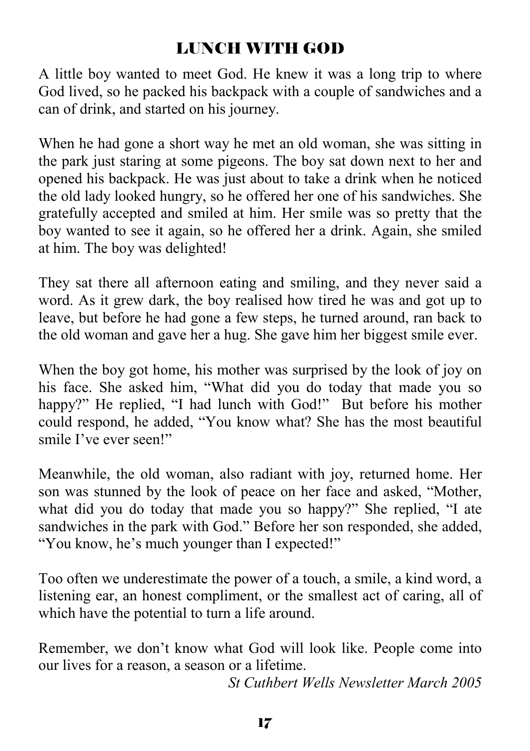# LUNCH WITH GOD

A little boy wanted to meet God. He knew it was a long trip to where God lived, so he packed his backpack with a couple of sandwiches and a can of drink, and started on his journey.

When he had gone a short way he met an old woman, she was sitting in the park just staring at some pigeons. The boy sat down next to her and opened his backpack. He was just about to take a drink when he noticed the old lady looked hungry, so he offered her one of his sandwiches. She gratefully accepted and smiled at him. Her smile was so pretty that the boy wanted to see it again, so he offered her a drink. Again, she smiled at him. The boy was delighted!

They sat there all afternoon eating and smiling, and they never said a word. As it grew dark, the boy realised how tired he was and got up to leave, but before he had gone a few steps, he turned around, ran back to the old woman and gave her a hug. She gave him her biggest smile ever.

When the boy got home, his mother was surprised by the look of joy on his face. She asked him, "What did you do today that made you so happy?" He replied, "I had lunch with God!" But before his mother could respond, he added, "You know what? She has the most beautiful smile I've ever seen!"

Meanwhile, the old woman, also radiant with joy, returned home. Her son was stunned by the look of peace on her face and asked, "Mother, what did you do today that made you so happy?" She replied, "I ate sandwiches in the park with God." Before her son responded, she added, "You know, he's much younger than I expected!"

Too often we underestimate the power of a touch, a smile, a kind word, a listening ear, an honest compliment, or the smallest act of caring, all of which have the potential to turn a life around.

Remember, we don't know what God will look like. People come into our lives for a reason, a season or a lifetime.

*St Cuthbert Wells Newsletter March 2005*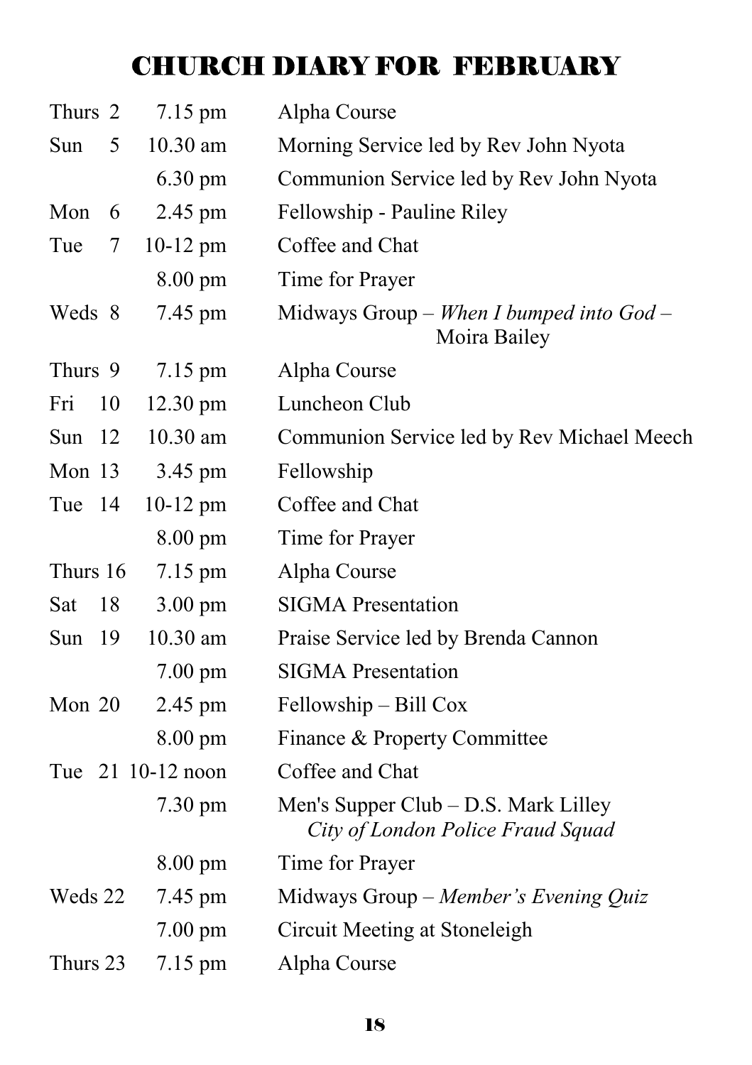# CHURCH DIARY FOR FEBRUARY

| Day | Time | Event |
|---|---|---|
| Thurs 2 | 7.15 pm | Alpha Course |
| Sun 5 | 10.30 am | Morning Service led by Rev John Nyota |
| | 6.30 pm | Communion Service led by Rev John Nyota |
| Mon 6 | 2.45 pm | Fellowship - Pauline Riley |
| Tue 7 | 10-12 pm | Coffee and Chat |
| | 8.00 pm | Time for Prayer |
| Weds 8 | 7.45 pm | Midways Group – *When I bumped into God* – Moira Bailey |
| Thurs 9 | 7.15 pm | Alpha Course |
| Fri 10 | 12.30 pm | Luncheon Club |
| Sun 12 | 10.30 am | Communion Service led by Rev Michael Meech |
| Mon 13 | 3.45 pm | Fellowship |
| Tue 14 | 10-12 pm | Coffee and Chat |
| | 8.00 pm | Time for Prayer |
| Thurs 16 | 7.15 pm | Alpha Course |
| Sat 18 | 3.00 pm | SIGMA Presentation |
| Sun 19 | 10.30 am | Praise Service led by Brenda Cannon |
| | 7.00 pm | SIGMA Presentation |
| Mon 20 | 2.45 pm | Fellowship – Bill Cox |
| | 8.00 pm | Finance & Property Committee |
| Tue 21 | 10-12 noon | Coffee and Chat |
| | 7.30 pm | Men's Supper Club – D.S. Mark Lilley *City of London Police Fraud Squad* |
| | 8.00 pm | Time for Prayer |
| Weds 22 | 7.45 pm | Midways Group – *Member's Evening Quiz* |
| | 7.00 pm | Circuit Meeting at Stoneleigh |
| Thurs 23 | 7.15 pm | Alpha Course |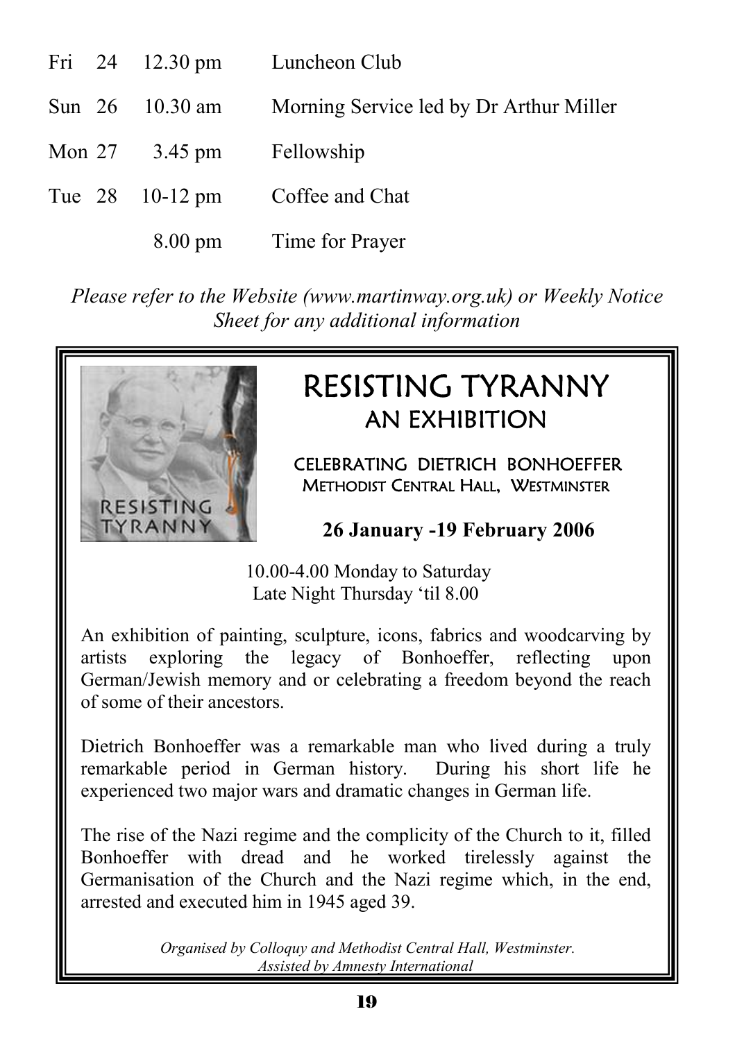| | | | |
|---|---|---|---|
| Fri | 24 | 12.30 pm | Luncheon Club |
| Sun | 26 | 10.30 am | Morning Service led by Dr Arthur Miller |
| Mon | 27 | 3.45 pm | Fellowship |
| Tue | 28 | 10-12 pm | Coffee and Chat |
| | | 8.00 pm | Time for Prayer |

*Please refer to the Website (www.martinway.org.uk) or Weekly Notice Sheet for any additional information*

# RESISTING TYRANNY
## AN EXHIBITION

CELEBRATING DIETRICH BONHOEFFER
METHODIST CENTRAL HALL, WESTMINSTER

**26 January -19 February 2006**

10.00-4.00 Monday to Saturday
Late Night Thursday 'til 8.00

An exhibition of painting, sculpture, icons, fabrics and woodcarving by artists exploring the legacy of Bonhoeffer, reflecting upon German/Jewish memory and or celebrating a freedom beyond the reach of some of their ancestors.

Dietrich Bonhoeffer was a remarkable man who lived during a truly remarkable period in German history. During his short life he experienced two major wars and dramatic changes in German life.

The rise of the Nazi regime and the complicity of the Church to it, filled Bonhoeffer with dread and he worked tirelessly against the Germanisation of the Church and the Nazi regime which, in the end, arrested and executed him in 1945 aged 39.

*Organised by Colloquy and Methodist Central Hall, Westminster. Assisted by Amnesty International*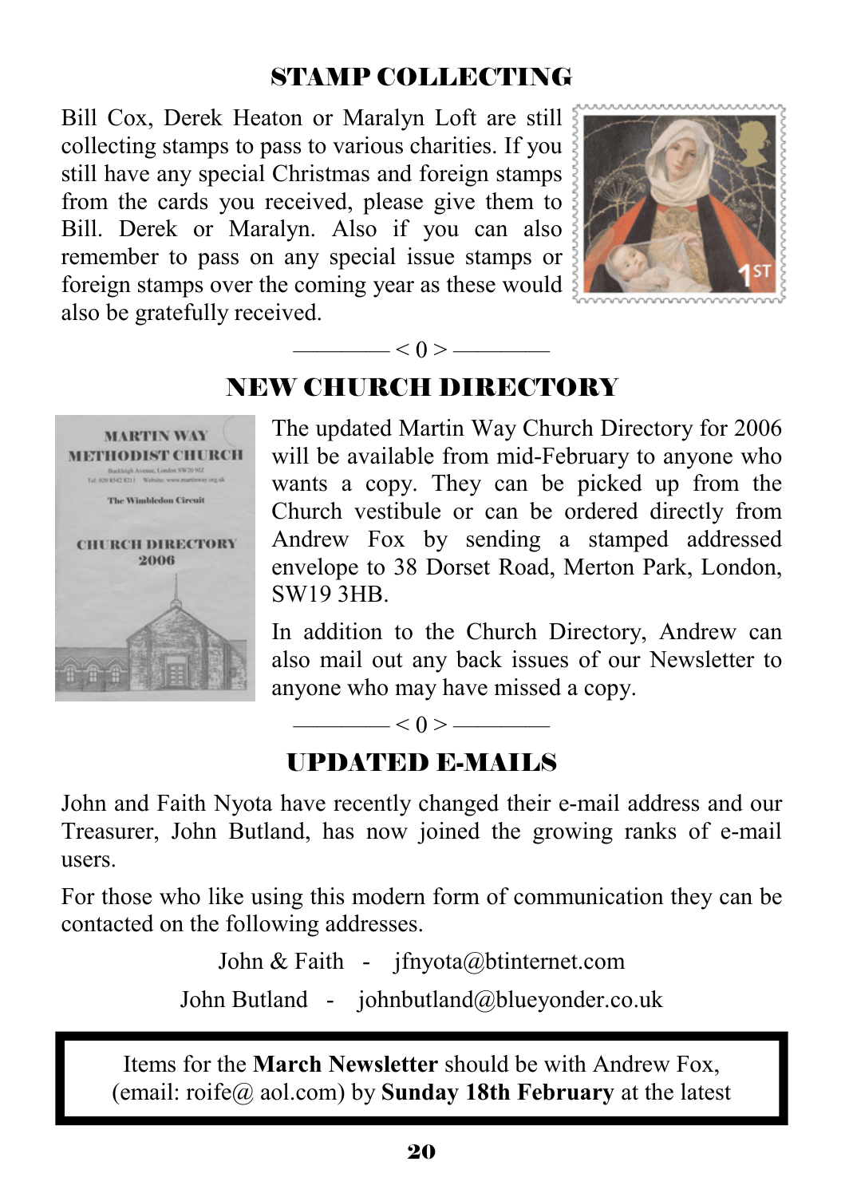## STAMP COLLECTING

Bill Cox, Derek Heaton or Maralyn Loft are still collecting stamps to pass to various charities. If you still have any special Christmas and foreign stamps from the cards you received, please give them to Bill. Derek or Maralyn. Also if you can also remember to pass on any special issue stamps or foreign stamps over the coming year as these would also be gratefully received.

———— < 0 > ————

## NEW CHURCH DIRECTORY

The updated Martin Way Church Directory for 2006 will be available from mid-February to anyone who wants a copy. They can be picked up from the Church vestibule or can be ordered directly from Andrew Fox by sending a stamped addressed envelope to 38 Dorset Road, Merton Park, London, SW19 3HB.

In addition to the Church Directory, Andrew can also mail out any back issues of our Newsletter to anyone who may have missed a copy.

———— < 0 > ————

## UPDATED E-MAILS

John and Faith Nyota have recently changed their e-mail address and our Treasurer, John Butland, has now joined the growing ranks of e-mail users.

For those who like using this modern form of communication they can be contacted on the following addresses.

John & Faith - jfnyota@btinternet.com

John Butland - johnbutland@blueyonder.co.uk

Items for the **March Newsletter** should be with Andrew Fox, (email: roife@ aol.com) by **Sunday 18th February** at the latest